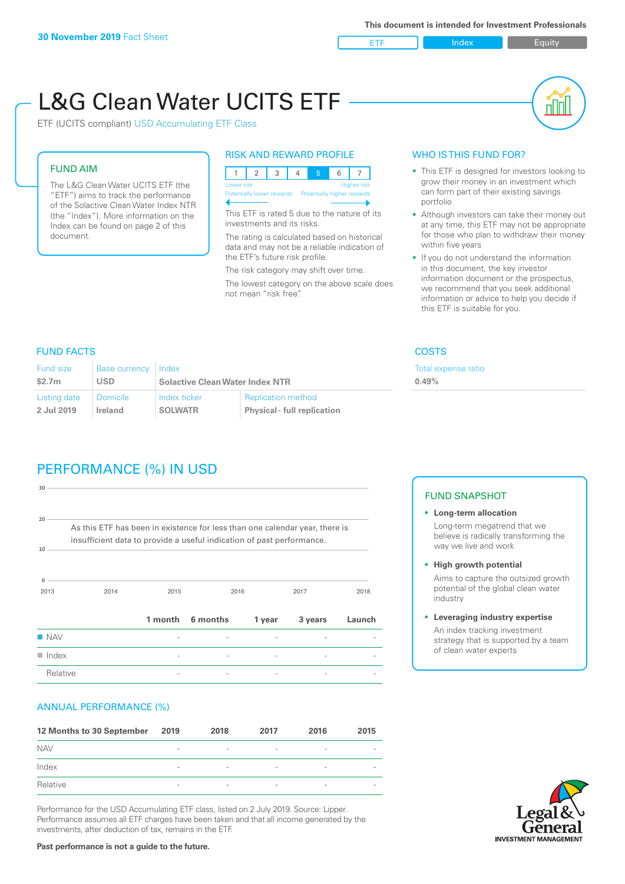30 November 2019 Fact Sheet

This document is intended for Investment Professionals

ETF | Index | Equity

# L&G Clean Water UCITS ETF

ETF (UCITS compliant) USD Accumulating ETF Class

## FUND AIM

The L&G Clean Water UCITS ETF (the "ETF") aims to track the performance of the Solactive Clean Water Index NTR (the "Index"). More information on the Index can be found on page 2 of this document.

## RISK AND REWARD PROFILE

| 1 | 2 | 3 | 4 | 5 | 6 | 7 |
|---|---|---|---|---|---|---|

Lower risk — Higher risk
Potentially lower rewards — Potentially higher rewards

This ETF is rated 5 due to the nature of its investments and its risks.

The rating is calculated based on historical data and may not be a reliable indication of the ETF's future risk profile.

The risk category may shift over time.

The lowest category on the above scale does not mean "risk free".

## WHO IS THIS FUND FOR?

- This ETF is designed for investors looking to grow their money in an investment which can form part of their existing savings portfolio
- Although investors can take their money out at any time, this ETF may not be appropriate for those who plan to withdraw their money within five years
- If you do not understand the information in this document, the key investor information document or the prospectus, we recommend that you seek additional information or advice to help you decide if this ETF is suitable for you.

## FUND FACTS

| Fund size | Base currency | Index | |
|---|---|---|---|
| $2.7m | USD | Solactive Clean Water Index NTR | |
| **Listing date** | **Domicile** | **Index ticker** | **Replication method** |
| 2 Jul 2019 | Ireland | SOLWATR | Physical - full replication |

## COSTS

| Total expense ratio |
|---|
| 0.49% |

## PERFORMANCE (%) IN USD

As this ETF has been in existence for less than one calendar year, there is insufficient data to provide a useful indication of past performance.

| | 1 month | 6 months | 1 year | 3 years | Launch |
|---|---|---|---|---|---|
| NAV | - | - | - | - | - |
| Index | - | - | - | - | - |
| Relative | - | - | - | - | - |

## ANNUAL PERFORMANCE (%)

| 12 Months to 30 September | 2019 | 2018 | 2017 | 2016 | 2015 |
|---|---|---|---|---|---|
| NAV | - | - | - | - | - |
| Index | - | - | - | - | - |
| Relative | - | - | - | - | - |

Performance for the USD Accumulating ETF class, listed on 2 July 2019. Source: Lipper. Performance assumes all ETF charges have been taken and that all income generated by the investments, after deduction of tax, remains in the ETF.

**Past performance is not a guide to the future.**

## FUND SNAPSHOT

- **Long-term allocation**
  Long-term megatrend that we believe is radically transforming the way we live and work
- **High growth potential**
  Aims to capture the outsized growth potential of the global clean water industry
- **Leveraging industry expertise**
  An index tracking investment strategy that is supported by a team of clean water experts

Legal & General INVESTMENT MANAGEMENT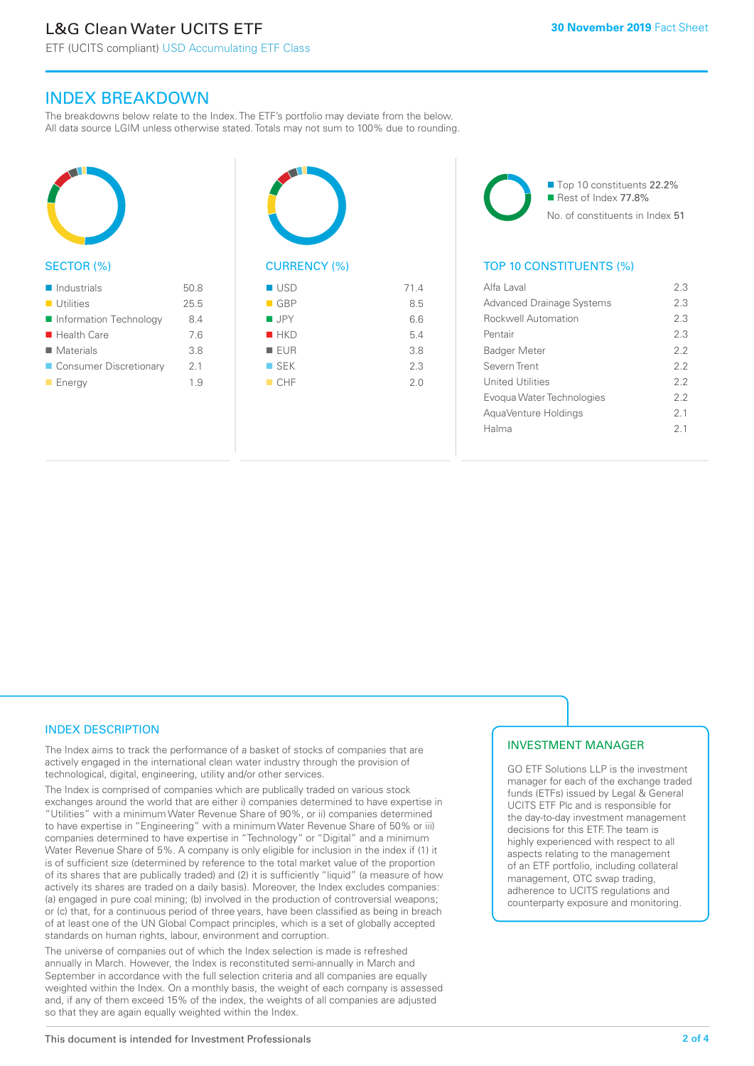## INDEX BREAKDOWN

The breakdowns below relate to the Index. The ETF's portfolio may deviate from the below. All data source LGIM unless otherwise stated. Totals may not sum to 100% due to rounding.

### SECTOR (%)

| Sector | % |
|---|---|
| Industrials | 50.8 |
| Utilities | 25.5 |
| Information Technology | 8.4 |
| Health Care | 7.6 |
| Materials | 3.8 |
| Consumer Discretionary | 2.1 |
| Energy | 1.9 |

### CURRENCY (%)

| Currency | % |
|---|---|
| USD | 71.4 |
| GBP | 8.5 |
| JPY | 6.6 |
| HKD | 5.4 |
| EUR | 3.8 |
| SEK | 2.3 |
| CHF | 2.0 |

- Top 10 constituents 22.2%
- Rest of Index 77.8%

No. of constituents in Index 51

### TOP 10 CONSTITUENTS (%)

| Constituent | % |
|---|---|
| Alfa Laval | 2.3 |
| Advanced Drainage Systems | 2.3 |
| Rockwell Automation | 2.3 |
| Pentair | 2.3 |
| Badger Meter | 2.2 |
| Severn Trent | 2.2 |
| United Utilities | 2.2 |
| Evoqua Water Technologies | 2.2 |
| AquaVenture Holdings | 2.1 |
| Halma | 2.1 |

### INDEX DESCRIPTION

The Index aims to track the performance of a basket of stocks of companies that are actively engaged in the international clean water industry through the provision of technological, digital, engineering, utility and/or other services.

The Index is comprised of companies which are publically traded on various stock exchanges around the world that are either i) companies determined to have expertise in "Utilities" with a minimum Water Revenue Share of 90%, or ii) companies determined to have expertise in "Engineering" with a minimum Water Revenue Share of 50% or iii) companies determined to have expertise in "Technology" or "Digital" and a minimum Water Revenue Share of 5%. A company is only eligible for inclusion in the index if (1) it is of sufficient size (determined by reference to the total market value of the proportion of its shares that are publically traded) and (2) it is sufficiently "liquid" (a measure of how actively its shares are traded on a daily basis). Moreover, the Index excludes companies: (a) engaged in pure coal mining; (b) involved in the production of controversial weapons; or (c) that, for a continuous period of three years, have been classified as being in breach of at least one of the UN Global Compact principles, which is a set of globally accepted standards on human rights, labour, environment and corruption.

The universe of companies out of which the Index selection is made is refreshed annually in March. However, the Index is reconstituted semi-annually in March and September in accordance with the full selection criteria and all companies are equally weighted within the Index. On a monthly basis, the weight of each company is assessed and, if any of them exceed 15% of the index, the weights of all companies are adjusted so that they are again equally weighted within the Index.

### INVESTMENT MANAGER

GO ETF Solutions LLP is the investment manager for each of the exchange traded funds (ETFs) issued by Legal & General UCITS ETF Plc and is responsible for the day-to-day investment management decisions for this ETF. The team is highly experienced with respect to all aspects relating to the management of an ETF portfolio, including collateral management, OTC swap trading, adherence to UCITS regulations and counterparty exposure and monitoring.

This document is intended for Investment Professionals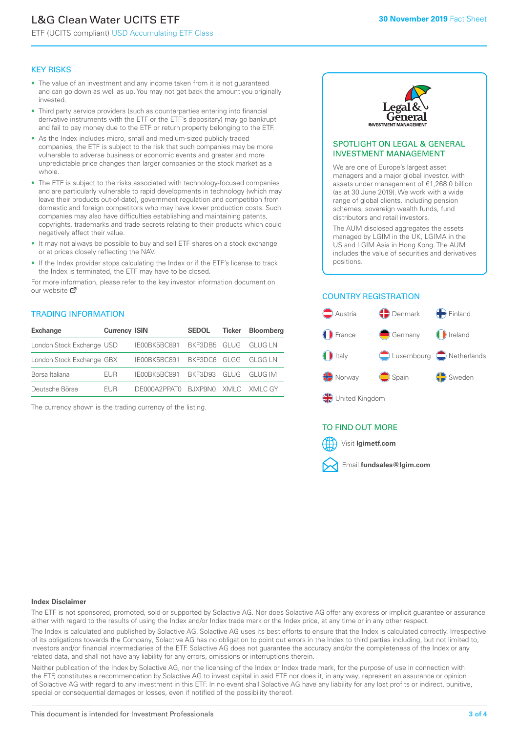# L&G Clean Water UCITS ETF

ETF (UCITS compliant) USD Accumulating ETF Class

30 November 2019 Fact Sheet

## KEY RISKS

- The value of an investment and any income taken from it is not guaranteed and can go down as well as up. You may not get back the amount you originally invested.
- Third party service providers (such as counterparties entering into financial derivative instruments with the ETF or the ETF's depositary) may go bankrupt and fail to pay money due to the ETF or return property belonging to the ETF.
- As the Index includes micro, small and medium-sized publicly traded companies, the ETF is subject to the risk that such companies may be more vulnerable to adverse business or economic events and greater and more unpredictable price changes than larger companies or the stock market as a whole.
- The ETF is subject to the risks associated with technology-focused companies and are particularly vulnerable to rapid developments in technology (which may leave their products out-of-date), government regulation and competition from domestic and foreign competitors who may have lower production costs. Such companies may also have difficulties establishing and maintaining patents, copyrights, trademarks and trade secrets relating to their products which could negatively affect their value.
- It may not always be possible to buy and sell ETF shares on a stock exchange or at prices closely reflecting the NAV.
- If the Index provider stops calculating the Index or if the ETF's license to track the Index is terminated, the ETF may have to be closed.

For more information, please refer to the key investor information document on our website

## TRADING INFORMATION

| Exchange | Currency | ISIN | SEDOL | Ticker | Bloomberg |
|---|---|---|---|---|---|
| London Stock Exchange | USD | IE00BK5BC891 | BKF3DB5 | GLUG | GLUG LN |
| London Stock Exchange | GBX | IE00BK5BC891 | BKF3DC6 | GLGG | GLGG LN |
| Borsa Italiana | EUR | IE00BK5BC891 | BKF3D93 | GLUG | GLUG IM |
| Deutsche Börse | EUR | DE000A2PPAT0 | BJXP9N0 | XMLC | XMLC GY |

The currency shown is the trading currency of the listing.

## SPOTLIGHT ON LEGAL & GENERAL INVESTMENT MANAGEMENT

We are one of Europe's largest asset managers and a major global investor, with assets under management of €1,268.0 billion (as at 30 June 2019). We work with a wide range of global clients, including pension schemes, sovereign wealth funds, fund distributors and retail investors.

The AUM disclosed aggregates the assets managed by LGIM in the UK, LGIMA in the US and LGIM Asia in Hong Kong. The AUM includes the value of securities and derivatives positions.

## COUNTRY REGISTRATION

- Austria
- Denmark
- Finland
- France
- Germany
- Ireland
- Italy
- Luxembourg
- Netherlands
- Norway
- Spain
- Sweden
- United Kingdom

## TO FIND OUT MORE

Visit **lgimetf.com**

Email **fundsales@lgim.com**

**Index Disclaimer**

The ETF is not sponsored, promoted, sold or supported by Solactive AG. Nor does Solactive AG offer any express or implicit guarantee or assurance either with regard to the results of using the Index and/or Index trade mark or the Index price, at any time or in any other respect.

The Index is calculated and published by Solactive AG. Solactive AG uses its best efforts to ensure that the Index is calculated correctly. Irrespective of its obligations towards the Company, Solactive AG has no obligation to point out errors in the Index to third parties including, but not limited to, investors and/or financial intermediaries of the ETF. Solactive AG does not guarantee the accuracy and/or the completeness of the Index or any related data, and shall not have any liability for any errors, omissions or interruptions therein.

Neither publication of the Index by Solactive AG, nor the licensing of the Index or Index trade mark, for the purpose of use in connection with the ETF, constitutes a recommendation by Solactive AG to invest capital in said ETF nor does it, in any way, represent an assurance or opinion of Solactive AG with regard to any investment in this ETF. In no event shall Solactive AG have any liability for any lost profits or indirect, punitive, special or consequential damages or losses, even if notified of the possibility thereof.

This document is intended for Investment Professionals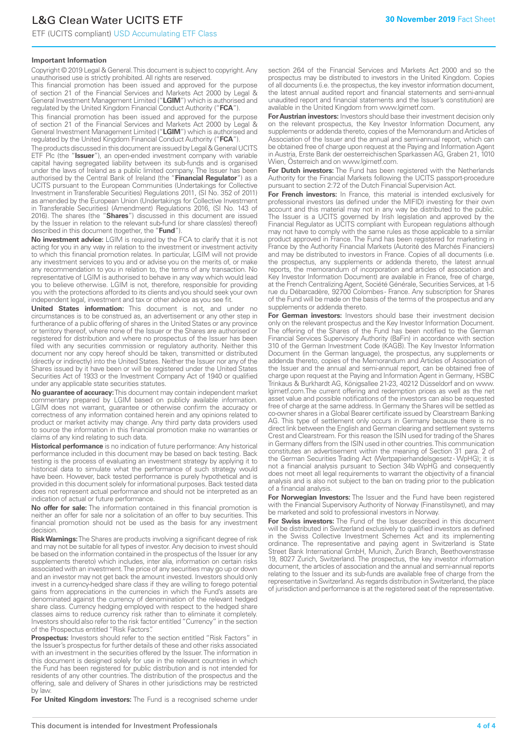### Important Information

Copyright © 2019 Legal & General. This document is subject to copyright. Any unauthorised use is strictly prohibited. All rights are reserved.

This financial promotion has been issued and approved for the purpose of section 21 of the Financial Services and Markets Act 2000 by Legal & General Investment Management Limited ("**LGIM**") which is authorised and regulated by the United Kingdom Financial Conduct Authority ("**FCA**").

This financial promotion has been issued and approved for the purpose of section 21 of the Financial Services and Markets Act 2000 by Legal & General Investment Management Limited ("**LGIM**") which is authorised and regulated by the United Kingdom Financial Conduct Authority ("**FCA**").

The products discussed in this document are issued by Legal & General UCITS ETF Plc (the "**Issuer**"), an open-ended investment company with variable capital having segregated liability between its sub-funds and is organised under the laws of Ireland as a public limited company. The Issuer has been authorised by the Central Bank of Ireland (the "**Financial Regulator**") as a UCITS pursuant to the European Communities (Undertakings for Collective Investment in Transferable Securities) Regulations 2011, (SI No. 352 of 2011) as amended by the European Union (Undertakings for Collective Investment in Transferable Securities) (Amendment) Regulations 2016, (SI No. 143 of 2016). The shares (the "**Shares**") discussed in this document are issued by the Issuer in relation to the relevant sub-fund (or share class(es) thereof) described in this document (together, the "**Fund**").

**No investment advice:** LGIM is required by the FCA to clarify that it is not acting for you in any way in relation to the investment or investment activity to which this financial promotion relates. In particular, LGIM will not provide any investment services to you and or advise you on the merits of, or make any recommendation to you in relation to, the terms of any transaction. No representative of LGIM is authorised to behave in any way which would lead you to believe otherwise. LGIM is not, therefore, responsible for providing you with the protections afforded to its clients and you should seek your own independent legal, investment and tax or other advice as you see fit.

**United States information:** This document is not, and under no circumstances is to be construed as, an advertisement or any other step in furtherance of a public offering of shares in the United States or any province or territory thereof, where none of the Issuer or the Shares are authorised or registered for distribution and where no prospectus of the Issuer has been filed with any securities commission or regulatory authority. Neither this document nor any copy hereof should be taken, transmitted or distributed (directly or indirectly) into the United States. Neither the Issuer nor any of the Shares issued by it have been or will be registered under the United States Securities Act of 1933 or the Investment Company Act of 1940 or qualified under any applicable state securities statutes.

**No guarantee of accuracy:** This document may contain independent market commentary prepared by LGIM based on publicly available information. LGIM does not warrant, guarantee or otherwise confirm the accuracy or correctness of any information contained herein and any opinions related to product or market activity may change. Any third party data providers used to source the information in this financial promotion make no warranties or claims of any kind relating to such data.

**Historical performance** is no indication of future performance: Any historical performance included in this document may be based on back testing. Back testing is the process of evaluating an investment strategy by applying it to historical data to simulate what the performance of such strategy would have been. However, back tested performance is purely hypothetical and is provided in this document solely for informational purposes. Back tested data does not represent actual performance and should not be interpreted as an indication of actual or future performance.

**No offer for sale:** The information contained in this financial promotion is neither an offer for sale nor a solicitation of an offer to buy securities. This financial promotion should not be used as the basis for any investment decision.

**Risk Warnings:** The Shares are products involving a significant degree of risk and may not be suitable for all types of investor. Any decision to invest should be based on the information contained in the prospectus of the Issuer (or any supplements thereto) which includes, inter alia, information on certain risks associated with an investment. The price of any securities may go up or down and an investor may not get back the amount invested. Investors should only invest in a currency-hedged share class if they are willing to forego potential gains from appreciations in the currencies in which the Fund's assets are denominated against the currency of denomination of the relevant hedged share class. Currency hedging employed with respect to the hedged share classes aims to reduce currency risk rather than to eliminate it completely. Investors should also refer to the risk factor entitled "Currency" in the section of the Prospectus entitled "Risk Factors".

**Prospectus:** Investors should refer to the section entitled "Risk Factors" in the Issuer's prospectus for further details of these and other risks associated with an investment in the securities offered by the Issuer. The information in this document is designed solely for use in the relevant countries in which the Fund has been registered for public distribution and is not intended for residents of any other countries. The distribution of the prospectus and the offering, sale and delivery of Shares in other jurisdictions may be restricted by law.

**For United Kingdom investors:** The Fund is a recognised scheme under section 264 of the Financial Services and Markets Act 2000 and so the prospectus may be distributed to investors in the United Kingdom. Copies of all documents (i.e. the prospectus, the key investor information document, the latest annual audited report and financial statements and semi-annual unaudited report and financial statements and the Issuer's constitution) are available in the United Kingdom from www.lgimetf.com.

**For Austrian investors:** Investors should base their investment decision only on the relevant prospectus, the Key Investor Information Document, any supplements or addenda thereto, copies of the Memorandum and Articles of Association of the Issuer and the annual and semi-annual report, which can be obtained free of charge upon request at the Paying and Information Agent in Austria, Erste Bank der oesterreichischen Sparkassen AG, Graben 21, 1010 Wien, Österreich and on www.lgimetf.com.

**For Dutch investors:** The Fund has been registered with the Netherlands Authority for the Financial Markets following the UCITS passport-procedure pursuant to section 2:72 of the Dutch Financial Supervision Act.

**For French investors:** In France, this material is intended exclusively for professional investors (as defined under the MIFID) investing for their own account and this material may not in any way be distributed to the public. The Issuer is a UCITS governed by Irish legislation and approved by the Financial Regulator as UCITS compliant with European regulations although may not have to comply with the same rules as those applicable to a similar product approved in France. The Fund has been registered for marketing in France by the Authority Financial Markets (Autorité des Marchés Financiers) and may be distributed to investors in France. Copies of all documents (i.e. the prospectus, any supplements or addenda thereto, the latest annual reports, the memorandum of incorporation and articles of association and Key Investor Information Document) are available in France, free of charge, at the French Centralizing Agent, Société Générale, Securities Services, at 1-5 rue du Débarcadère, 92700 Colombes - France. Any subscription for Shares of the Fund will be made on the basis of the terms of the prospectus and any supplements or addenda thereto.

**For German investors:** Investors should base their investment decision only on the relevant prospectus and the Key Investor Information Document. The offering of the Shares of the Fund has been notified to the German Financial Services Supervisory Authority (BaFin) in accordance with section 310 of the German Investment Code (KAGB). The Key Investor Information Document (in the German language), the prospectus, any supplements or addenda thereto, copies of the Memorandum and Articles of Association of the Issuer and the annual and semi-annual report, can be obtained free of charge upon request at the Paying and Information Agent in Germany, HSBC Trinkaus & Burkhardt AG, Königsallee 21-23, 40212 Düsseldorf and on www.lgimetf.com. The current offering and redemption prices as well as the net asset value and possible notifications of the investors can also be requested free of charge at the same address. In Germany the Shares will be settled as co-owner shares in a Global Bearer certificate issued by Clearstream Banking AG. This type of settlement only occurs in Germany because there is no direct link between the English and German clearing and settlement systems Crest and Clearstream. For this reason the ISIN used for trading of the Shares in Germany differs from the ISIN used in other countries. This communication constitutes an advertisement within the meaning of Section 31 para. 2 of the German Securities Trading Act (Wertpapierhandelsgesetz - WpHG); it is not a financial analysis pursuant to Section 34b WpHG and consequently does not meet all legal requirements to warrant the objectivity of a financial analysis and is also not subject to the ban on trading prior to the publication of a financial analysis.

**For Norwegian Investors:** The Issuer and the Fund have been registered with the Financial Supervisory Authority of Norway (Finanstilsynet), and may be marketed and sold to professional investors in Norway.

**For Swiss investors:** The Fund of the Issuer described in this document will be distributed in Switzerland exclusively to qualified investors as defined in the Swiss Collective Investment Schemes Act and its implementing ordinance. The representative and paying agent in Switzerland is State Street Bank International GmbH, Munich, Zurich Branch, Beethovenstrasse 19, 8027 Zurich, Switzerland. The prospectus, the key investor information document, the articles of association and the annual and semi-annual reports relating to the Issuer and its sub-funds are available free of charge from the representative in Switzerland. As regards distribution in Switzerland, the place of jurisdiction and performance is at the registered seat of the representative.